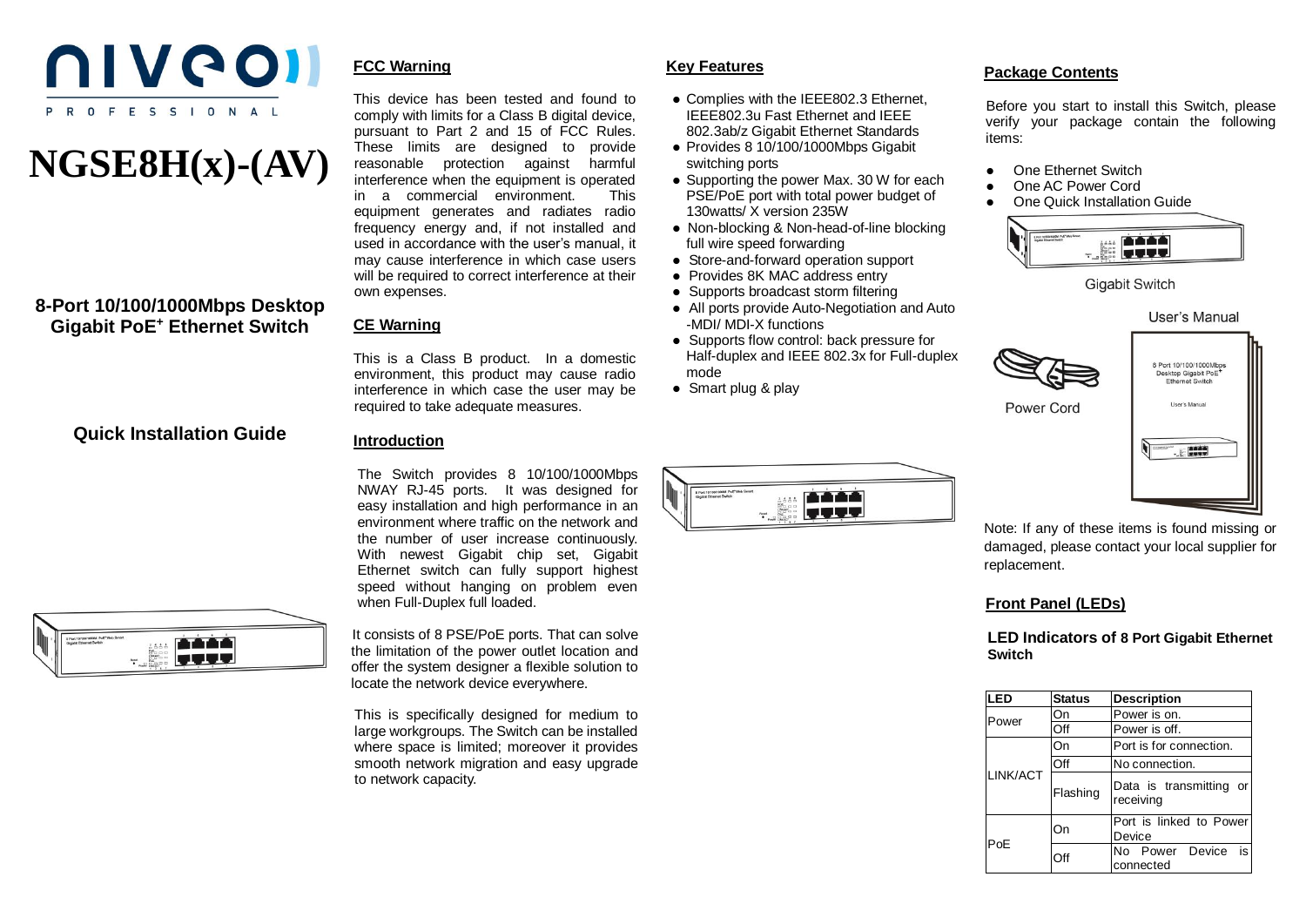niveo PROFESSIONAL

# NGSE8H(x)-(AV)

## 8-Port 10/100/1000Mbps Desktop Gigabit PoE+ Ethernet Switch

## Quick Installation Guide

## FCC Warning

This device has been tested and found to comply with limits for a Class B digital device, pursuant to Part 2 and 15 of FCC Rules. These limits are designed to provide reasonable protection against harmful interference when the equipment is operated in a commercial environment. This equipment generates and radiates radio frequency energy and, if not installed and used in accordance with the user's manual, it may cause interference in which case users will be required to correct interference at their own expenses.

## CE Warning

This is a Class B product. In a domestic environment, this product may cause radio interference in which case the user may be required to take adequate measures.

## Introduction

The Switch provides 8 10/100/1000Mbps NWAY RJ-45 ports. It was designed for easy installation and high performance in an environment where traffic on the network and the number of user increase continuously. With newest Gigabit chip set, Gigabit Ethernet switch can fully support highest speed without hanging on problem even when Full-Duplex full loaded.

It consists of 8 PSE/PoE ports. That can solve the limitation of the power outlet location and offer the system designer a flexible solution to locate the network device everywhere.

This is specifically designed for medium to large workgroups. The Switch can be installed where space is limited; moreover it provides smooth network migration and easy upgrade to network capacity.

## Key Features

- Complies with the IEEE802.3 Ethernet, IEEE802.3u Fast Ethernet and IEEE 802.3ab/z Gigabit Ethernet Standards
- Provides 8 10/100/1000Mbps Gigabit switching ports
- Supporting the power Max. 30 W for each PSE/PoE port with total power budget of 130watts/ X version 235W
- Non-blocking & Non-head-of-line blocking full wire speed forwarding
- Store-and-forward operation support
- Provides 8K MAC address entry
- Supports broadcast storm filtering
- All ports provide Auto-Negotiation and Auto -MDI/ MDI-X functions
- Supports flow control: back pressure for Half-duplex and IEEE 802.3x for Full-duplex mode
- Smart plug & play

## Package Contents

Before you start to install this Switch, please verify your package contain the following items:

- One Ethernet Switch
- One AC Power Cord
- One Quick Installation Guide

Gigabit Switch

User's Manual

Power Cord

Note: If any of these items is found missing or damaged, please contact your local supplier for replacement.

## Front Panel (LEDs)

### LED Indicators of 8 Port Gigabit Ethernet Switch

| LED | Status | Description |
|---|---|---|
| Power | On | Power is on. |
| | Off | Power is off. |
| LINK/ACT | On | Port is for connection. |
| | Off | No connection. |
| | Flashing | Data is transmitting or receiving |
| PoE | On | Port is linked to Power Device |
| | Off | No Power Device is connected |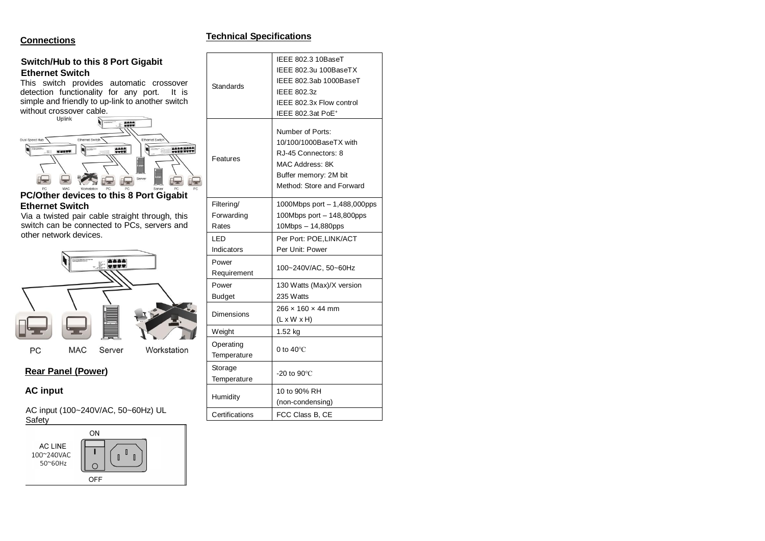## Connections

### Switch/Hub to this 8 Port Gigabit Ethernet Switch

This switch provides automatic crossover detection functionality for any port. It is simple and friendly to up-link to another switch without crossover cable.

Uplink

Dual Speed Hub
Ethernet Switch
Ethernet Switch
PC
MAC
Workstation
PC
PC
Server
Server
PC
PC

### PC/Other devices to this 8 Port Gigabit Ethernet Switch

Via a twisted pair cable straight through, this switch can be connected to PCs, servers and other network devices.

PC
MAC
Server
Workstation

## Rear Panel (Power)

### AC input

AC input (100~240V/AC, 50~60Hz) UL Safety

ON
AC LINE
100~240VAC
50~60Hz
OFF

## Technical Specifications

| | |
|---|---|
| Standards | IEEE 802.3 10BaseT<br>IEEE 802.3u 100BaseTX<br>IEEE 802.3ab 1000BaseT<br>IEEE 802.3z<br>IEEE 802.3x Flow control<br>IEEE 802.3at PoE+ |
| Features | Number of Ports:<br>10/100/1000BaseTX with<br>RJ-45 Connectors: 8<br>MAC Address: 8K<br>Buffer memory: 2M bit<br>Method: Store and Forward |
| Filtering/ Forwarding Rates | 1000Mbps port – 1,488,000pps<br>100Mbps port – 148,800pps<br>10Mbps – 14,880pps |
| LED Indicators | Per Port: POE,LINK/ACT<br>Per Unit: Power |
| Power Requirement | 100~240V/AC, 50~60Hz |
| Power Budget | 130 Watts (Max)/X version<br>235 Watts |
| Dimensions | 266 × 160 × 44 mm<br>(L x W x H) |
| Weight | 1.52 kg |
| Operating Temperature | 0 to 40℃ |
| Storage Temperature | -20 to 90℃ |
| Humidity | 10 to 90% RH<br>(non-condensing) |
| Certifications | FCC Class B, CE |